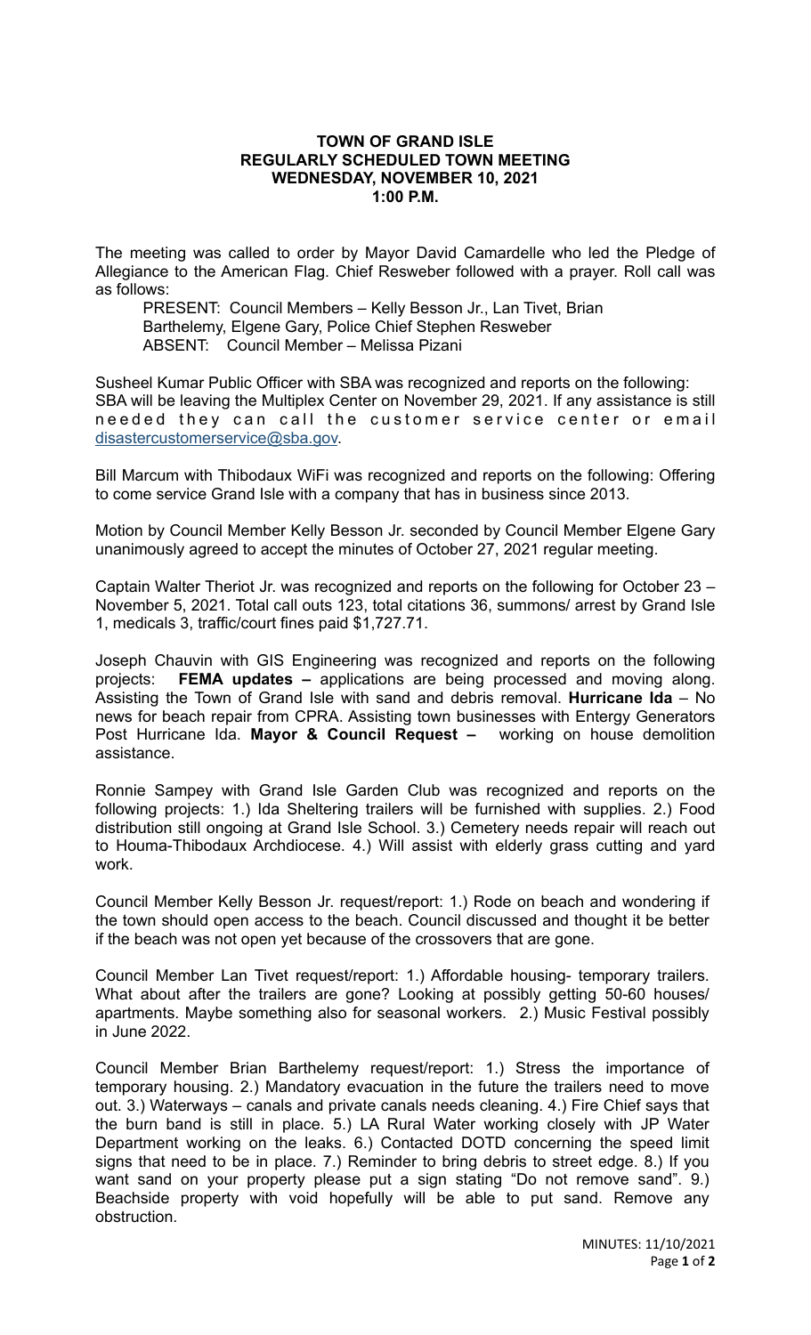**TOWN OF GRAND ISLE**
**REGULARLY SCHEDULED TOWN MEETING**
**WEDNESDAY, NOVEMBER 10, 2021**
**1:00 P.M.**

The meeting was called to order by Mayor David Camardelle who led the Pledge of Allegiance to the American Flag. Chief Resweber followed with a prayer. Roll call was as follows:

PRESENT: Council Members – Kelly Besson Jr., Lan Tivet, Brian Barthelemy, Elgene Gary, Police Chief Stephen Resweber
ABSENT: Council Member – Melissa Pizani

Susheel Kumar Public Officer with SBA was recognized and reports on the following: SBA will be leaving the Multiplex Center on November 29, 2021. If any assistance is still needed they can call the customer service center or email disastercustomerservice@sba.gov.

Bill Marcum with Thibodaux WiFi was recognized and reports on the following: Offering to come service Grand Isle with a company that has in business since 2013.

Motion by Council Member Kelly Besson Jr. seconded by Council Member Elgene Gary unanimously agreed to accept the minutes of October 27, 2021 regular meeting.

Captain Walter Theriot Jr. was recognized and reports on the following for October 23 – November 5, 2021. Total call outs 123, total citations 36, summons/ arrest by Grand Isle 1, medicals 3, traffic/court fines paid $1,727.71.

Joseph Chauvin with GIS Engineering was recognized and reports on the following projects: **FEMA updates –** applications are being processed and moving along. Assisting the Town of Grand Isle with sand and debris removal. **Hurricane Ida** – No news for beach repair from CPRA. Assisting town businesses with Entergy Generators Post Hurricane Ida. **Mayor & Council Request –** working on house demolition assistance.

Ronnie Sampey with Grand Isle Garden Club was recognized and reports on the following projects: 1.) Ida Sheltering trailers will be furnished with supplies. 2.) Food distribution still ongoing at Grand Isle School. 3.) Cemetery needs repair will reach out to Houma-Thibodaux Archdiocese. 4.) Will assist with elderly grass cutting and yard work.

Council Member Kelly Besson Jr. request/report: 1.) Rode on beach and wondering if the town should open access to the beach. Council discussed and thought it be better if the beach was not open yet because of the crossovers that are gone.

Council Member Lan Tivet request/report: 1.) Affordable housing- temporary trailers. What about after the trailers are gone? Looking at possibly getting 50-60 houses/ apartments. Maybe something also for seasonal workers. 2.) Music Festival possibly in June 2022.

Council Member Brian Barthelemy request/report: 1.) Stress the importance of temporary housing. 2.) Mandatory evacuation in the future the trailers need to move out. 3.) Waterways – canals and private canals needs cleaning. 4.) Fire Chief says that the burn band is still in place. 5.) LA Rural Water working closely with JP Water Department working on the leaks. 6.) Contacted DOTD concerning the speed limit signs that need to be in place. 7.) Reminder to bring debris to street edge. 8.) If you want sand on your property please put a sign stating "Do not remove sand". 9.) Beachside property with void hopefully will be able to put sand. Remove any obstruction.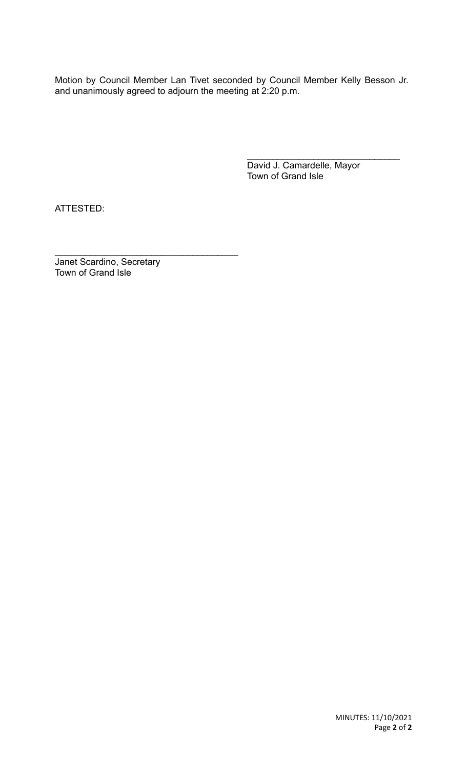Motion by Council Member Lan Tivet seconded by Council Member Kelly Besson Jr. and unanimously agreed to adjourn the meeting at 2:20 p.m.

______________________________
David J. Camardelle, Mayor
Town of Grand Isle

ATTESTED:

____________________________________
Janet Scardino, Secretary
Town of Grand Isle

MINUTES: 11/10/2021